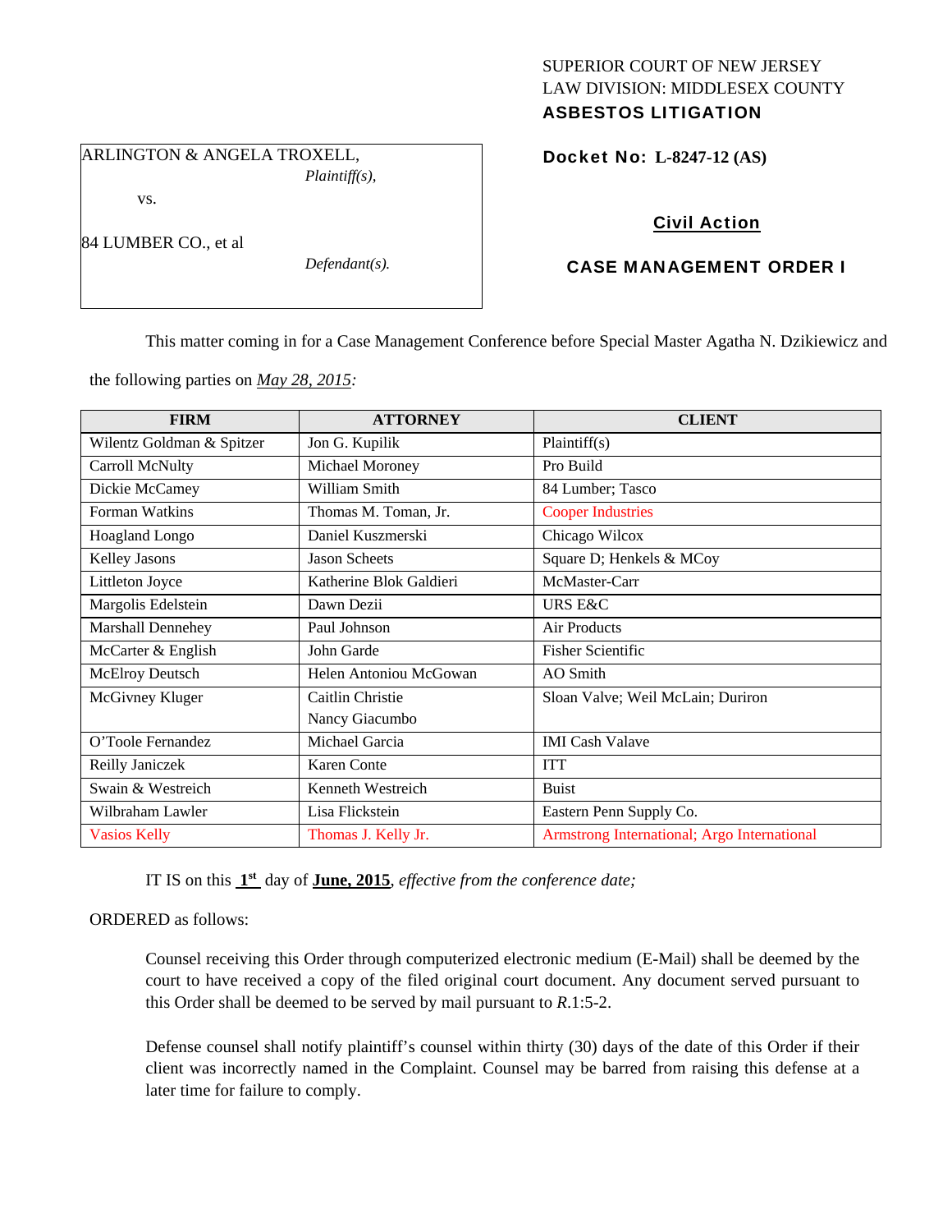SUPERIOR COURT OF NEW JERSEY
LAW DIVISION: MIDDLESEX COUNTY
**ASBESTOS LITIGATION**

ARLINGTON & ANGELA TROXELL,
*Plaintiff(s),*

vs.

84 LUMBER CO., et al
*Defendant(s).*

**Docket No: L-8247-12 (AS)**

**Civil Action**

**CASE MANAGEMENT ORDER I**

This matter coming in for a Case Management Conference before Special Master Agatha N. Dzikiewicz and the following parties on *May 28, 2015*:

| FIRM | ATTORNEY | CLIENT |
|---|---|---|
| Wilentz Goldman & Spitzer | Jon G. Kupilik | Plaintiff(s) |
| Carroll McNulty | Michael Moroney | Pro Build |
| Dickie McCamey | William Smith | 84 Lumber; Tasco |
| Forman Watkins | Thomas M. Toman, Jr. | Cooper Industries |
| Hoagland Longo | Daniel Kuszmerski | Chicago Wilcox |
| Kelley Jasons | Jason Scheets | Square D; Henkels & MCoy |
| Littleton Joyce | Katherine Blok Galdieri | McMaster-Carr |
| Margolis Edelstein | Dawn Dezii | URS E&C |
| Marshall Dennehey | Paul Johnson | Air Products |
| McCarter & English | John Garde | Fisher Scientific |
| McElroy Deutsch | Helen Antoniou McGowan | AO Smith |
| McGivney Kluger | Caitlin Christie<br>Nancy Giacumbo | Sloan Valve; Weil McLain; Duriron |
| O'Toole Fernandez | Michael Garcia | IMI Cash Valave |
| Reilly Janiczek | Karen Conte | ITT |
| Swain & Westreich | Kenneth Westreich | Buist |
| Wilbraham Lawler | Lisa Flickstein | Eastern Penn Supply Co. |
| Vasios Kelly | Thomas J. Kelly Jr. | Armstrong International; Argo International |

IT IS on this **1st** day of **June, 2015**, *effective from the conference date;*

ORDERED as follows:

Counsel receiving this Order through computerized electronic medium (E-Mail) shall be deemed by the court to have received a copy of the filed original court document. Any document served pursuant to this Order shall be deemed to be served by mail pursuant to *R*.1:5-2.

Defense counsel shall notify plaintiff's counsel within thirty (30) days of the date of this Order if their client was incorrectly named in the Complaint. Counsel may be barred from raising this defense at a later time for failure to comply.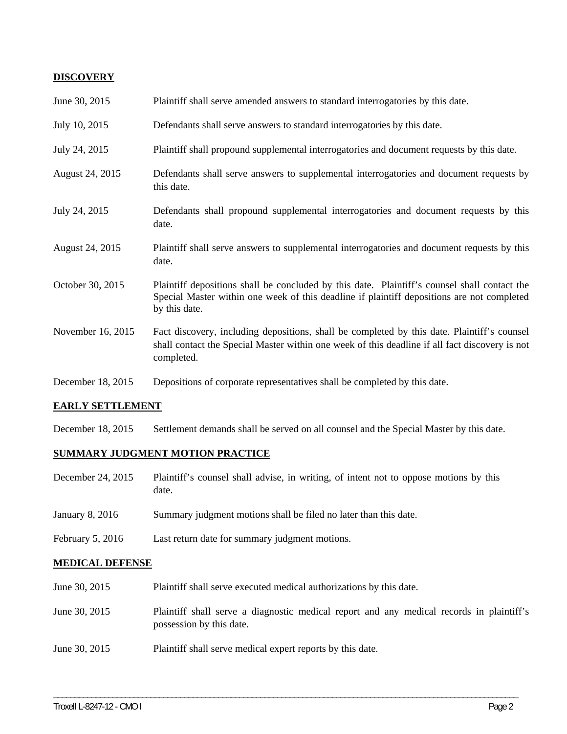**DISCOVERY**

| | |
|---|---|
| June 30, 2015 | Plaintiff shall serve amended answers to standard interrogatories by this date. |
| July 10, 2015 | Defendants shall serve answers to standard interrogatories by this date. |
| July 24, 2015 | Plaintiff shall propound supplemental interrogatories and document requests by this date. |
| August 24, 2015 | Defendants shall serve answers to supplemental interrogatories and document requests by this date. |
| July 24, 2015 | Defendants shall propound supplemental interrogatories and document requests by this date. |
| August 24, 2015 | Plaintiff shall serve answers to supplemental interrogatories and document requests by this date. |
| October 30, 2015 | Plaintiff depositions shall be concluded by this date. Plaintiff's counsel shall contact the Special Master within one week of this deadline if plaintiff depositions are not completed by this date. |
| November 16, 2015 | Fact discovery, including depositions, shall be completed by this date. Plaintiff's counsel shall contact the Special Master within one week of this deadline if all fact discovery is not completed. |
| December 18, 2015 | Depositions of corporate representatives shall be completed by this date. |

**EARLY SETTLEMENT**

| | |
|---|---|
| December 18, 2015 | Settlement demands shall be served on all counsel and the Special Master by this date. |

**SUMMARY JUDGMENT MOTION PRACTICE**

| | |
|---|---|
| December 24, 2015 | Plaintiff's counsel shall advise, in writing, of intent not to oppose motions by this date. |
| January 8, 2016 | Summary judgment motions shall be filed no later than this date. |
| February 5, 2016 | Last return date for summary judgment motions. |

**MEDICAL DEFENSE**

| | |
|---|---|
| June 30, 2015 | Plaintiff shall serve executed medical authorizations by this date. |
| June 30, 2015 | Plaintiff shall serve a diagnostic medical report and any medical records in plaintiff's possession by this date. |
| June 30, 2015 | Plaintiff shall serve medical expert reports by this date. |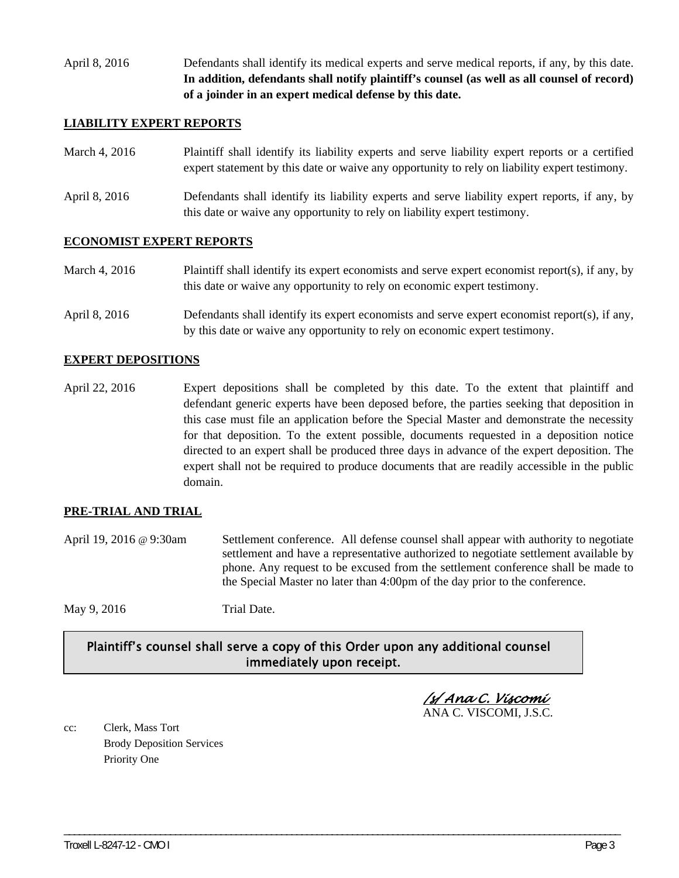April 8, 2016 Defendants shall identify its medical experts and serve medical reports, if any, by this date. **In addition, defendants shall notify plaintiff's counsel (as well as all counsel of record) of a joinder in an expert medical defense by this date.**

**LIABILITY EXPERT REPORTS**

March 4, 2016 Plaintiff shall identify its liability experts and serve liability expert reports or a certified expert statement by this date or waive any opportunity to rely on liability expert testimony.

April 8, 2016 Defendants shall identify its liability experts and serve liability expert reports, if any, by this date or waive any opportunity to rely on liability expert testimony.

**ECONOMIST EXPERT REPORTS**

March 4, 2016 Plaintiff shall identify its expert economists and serve expert economist report(s), if any, by this date or waive any opportunity to rely on economic expert testimony.

April 8, 2016 Defendants shall identify its expert economists and serve expert economist report(s), if any, by this date or waive any opportunity to rely on economic expert testimony.

**EXPERT DEPOSITIONS**

April 22, 2016 Expert depositions shall be completed by this date. To the extent that plaintiff and defendant generic experts have been deposed before, the parties seeking that deposition in this case must file an application before the Special Master and demonstrate the necessity for that deposition. To the extent possible, documents requested in a deposition notice directed to an expert shall be produced three days in advance of the expert deposition. The expert shall not be required to produce documents that are readily accessible in the public domain.

**PRE-TRIAL AND TRIAL**

April 19, 2016 @ 9:30am Settlement conference. All defense counsel shall appear with authority to negotiate settlement and have a representative authorized to negotiate settlement available by phone. Any request to be excused from the settlement conference shall be made to the Special Master no later than 4:00pm of the day prior to the conference.

May 9, 2016 Trial Date.

**Plaintiff's counsel shall serve a copy of this Order upon any additional counsel immediately upon receipt.**

*/s/ Ana C. Viscomi*
ANA C. VISCOMI, J.S.C.

cc: Clerk, Mass Tort
Brody Deposition Services
Priority One